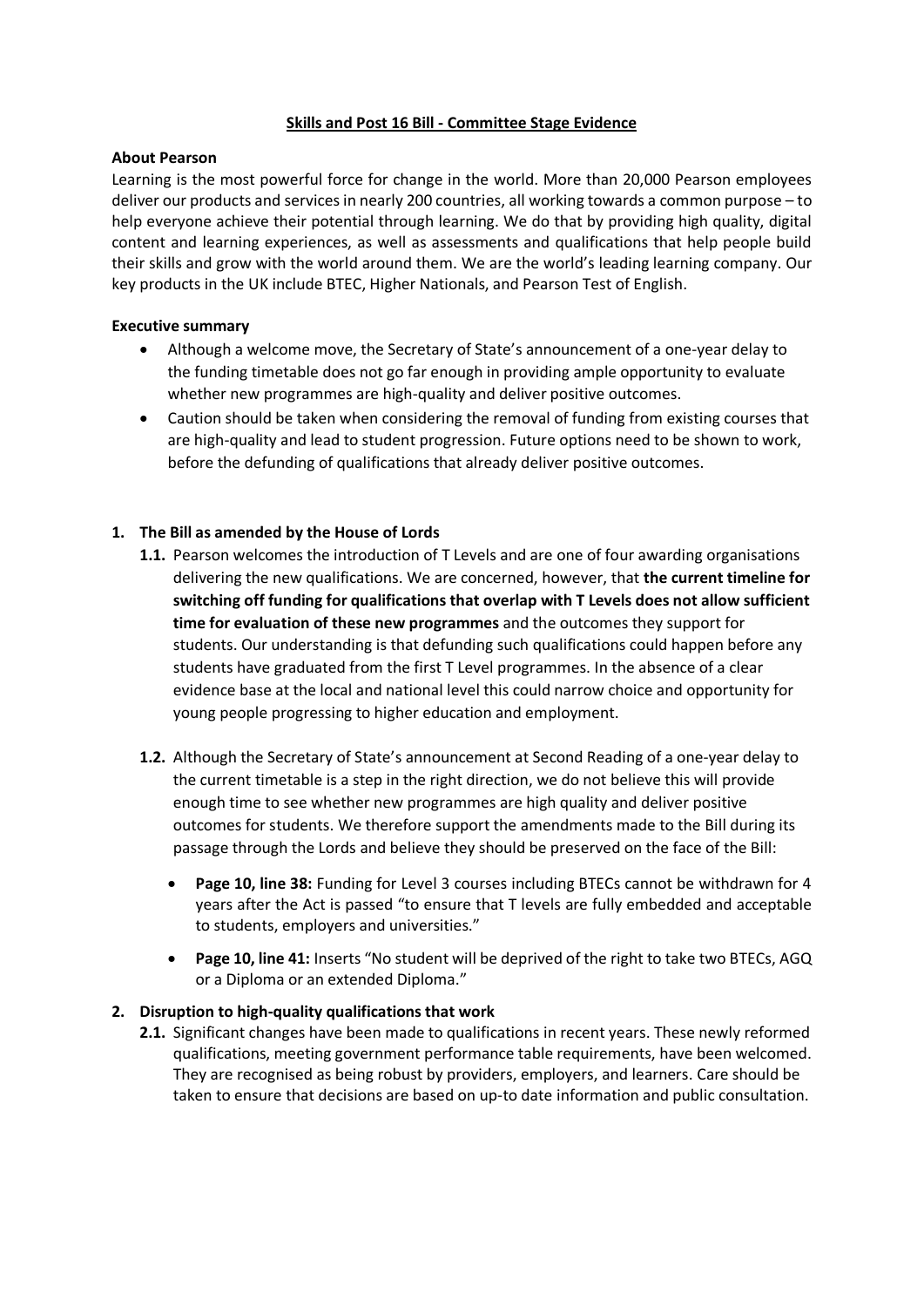# Skills and Post 16 Bill - Committee Stage Evidence

**About Pearson**

Learning is the most powerful force for change in the world. More than 20,000 Pearson employees deliver our products and services in nearly 200 countries, all working towards a common purpose – to help everyone achieve their potential through learning. We do that by providing high quality, digital content and learning experiences, as well as assessments and qualifications that help people build their skills and grow with the world around them. We are the world's leading learning company. Our key products in the UK include BTEC, Higher Nationals, and Pearson Test of English.

**Executive summary**

- Although a welcome move, the Secretary of State's announcement of a one-year delay to the funding timetable does not go far enough in providing ample opportunity to evaluate whether new programmes are high-quality and deliver positive outcomes.
- Caution should be taken when considering the removal of funding from existing courses that are high-quality and lead to student progression. Future options need to be shown to work, before the defunding of qualifications that already deliver positive outcomes.

## 1. The Bill as amended by the House of Lords

**1.1.** Pearson welcomes the introduction of T Levels and are one of four awarding organisations delivering the new qualifications. We are concerned, however, that **the current timeline for switching off funding for qualifications that overlap with T Levels does not allow sufficient time for evaluation of these new programmes** and the outcomes they support for students. Our understanding is that defunding such qualifications could happen before any students have graduated from the first T Level programmes. In the absence of a clear evidence base at the local and national level this could narrow choice and opportunity for young people progressing to higher education and employment.

**1.2.** Although the Secretary of State's announcement at Second Reading of a one-year delay to the current timetable is a step in the right direction, we do not believe this will provide enough time to see whether new programmes are high quality and deliver positive outcomes for students. We therefore support the amendments made to the Bill during its passage through the Lords and believe they should be preserved on the face of the Bill:

- **Page 10, line 38:** Funding for Level 3 courses including BTECs cannot be withdrawn for 4 years after the Act is passed "to ensure that T levels are fully embedded and acceptable to students, employers and universities."
- **Page 10, line 41:** Inserts "No student will be deprived of the right to take two BTECs, AGQ or a Diploma or an extended Diploma."

## 2. Disruption to high-quality qualifications that work

**2.1.** Significant changes have been made to qualifications in recent years. These newly reformed qualifications, meeting government performance table requirements, have been welcomed. They are recognised as being robust by providers, employers, and learners. Care should be taken to ensure that decisions are based on up-to date information and public consultation.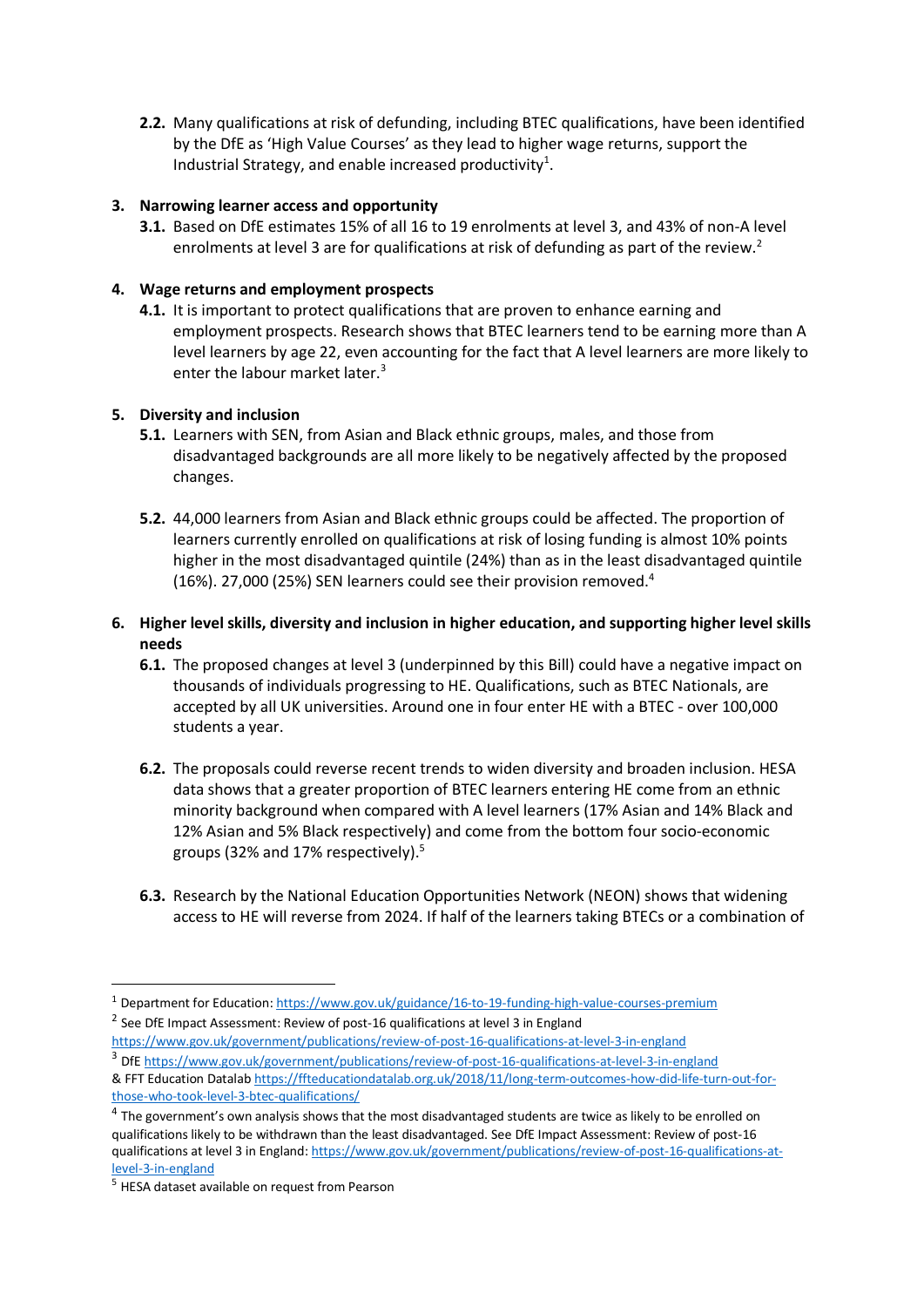**2.2.** Many qualifications at risk of defunding, including BTEC qualifications, have been identified by the DfE as 'High Value Courses' as they lead to higher wage returns, support the Industrial Strategy, and enable increased productivity[1].

**3. Narrowing learner access and opportunity**

**3.1.** Based on DfE estimates 15% of all 16 to 19 enrolments at level 3, and 43% of non-A level enrolments at level 3 are for qualifications at risk of defunding as part of the review.[2]

**4. Wage returns and employment prospects**

**4.1.** It is important to protect qualifications that are proven to enhance earning and employment prospects. Research shows that BTEC learners tend to be earning more than A level learners by age 22, even accounting for the fact that A level learners are more likely to enter the labour market later.[3]

**5. Diversity and inclusion**

**5.1.** Learners with SEN, from Asian and Black ethnic groups, males, and those from disadvantaged backgrounds are all more likely to be negatively affected by the proposed changes.

**5.2.** 44,000 learners from Asian and Black ethnic groups could be affected. The proportion of learners currently enrolled on qualifications at risk of losing funding is almost 10% points higher in the most disadvantaged quintile (24%) than as in the least disadvantaged quintile (16%). 27,000 (25%) SEN learners could see their provision removed.[4]

**6. Higher level skills, diversity and inclusion in higher education, and supporting higher level skills needs**

**6.1.** The proposed changes at level 3 (underpinned by this Bill) could have a negative impact on thousands of individuals progressing to HE. Qualifications, such as BTEC Nationals, are accepted by all UK universities. Around one in four enter HE with a BTEC - over 100,000 students a year.

**6.2.** The proposals could reverse recent trends to widen diversity and broaden inclusion. HESA data shows that a greater proportion of BTEC learners entering HE come from an ethnic minority background when compared with A level learners (17% Asian and 14% Black and 12% Asian and 5% Black respectively) and come from the bottom four socio-economic groups (32% and 17% respectively).[5]

**6.3.** Research by the National Education Opportunities Network (NEON) shows that widening access to HE will reverse from 2024. If half of the learners taking BTECs or a combination of

---

[1] Department for Education: https://www.gov.uk/guidance/16-to-19-funding-high-value-courses-premium

[2] See DfE Impact Assessment: Review of post-16 qualifications at level 3 in England https://www.gov.uk/government/publications/review-of-post-16-qualifications-at-level-3-in-england

[3] DfE https://www.gov.uk/government/publications/review-of-post-16-qualifications-at-level-3-in-england & FFT Education Datalab https://ffteducationdatalab.org.uk/2018/11/long-term-outcomes-how-did-life-turn-out-for-those-who-took-level-3-btec-qualifications/

[4] The government's own analysis shows that the most disadvantaged students are twice as likely to be enrolled on qualifications likely to be withdrawn than the least disadvantaged. See DfE Impact Assessment: Review of post-16 qualifications at level 3 in England: https://www.gov.uk/government/publications/review-of-post-16-qualifications-at-level-3-in-england

[5] HESA dataset available on request from Pearson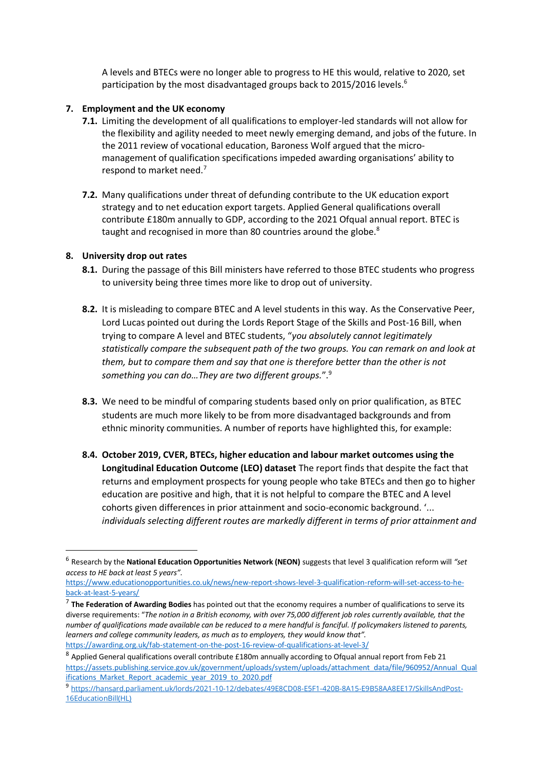A levels and BTECs were no longer able to progress to HE this would, relative to 2020, set participation by the most disadvantaged groups back to 2015/2016 levels.[6]

**7. Employment and the UK economy**

**7.1.** Limiting the development of all qualifications to employer-led standards will not allow for the flexibility and agility needed to meet newly emerging demand, and jobs of the future. In the 2011 review of vocational education, Baroness Wolf argued that the micro-management of qualification specifications impeded awarding organisations' ability to respond to market need.[7]

**7.2.** Many qualifications under threat of defunding contribute to the UK education export strategy and to net education export targets. Applied General qualifications overall contribute £180m annually to GDP, according to the 2021 Ofqual annual report. BTEC is taught and recognised in more than 80 countries around the globe.[8]

**8. University drop out rates**

**8.1.** During the passage of this Bill ministers have referred to those BTEC students who progress to university being three times more like to drop out of university.

**8.2.** It is misleading to compare BTEC and A level students in this way. As the Conservative Peer, Lord Lucas pointed out during the Lords Report Stage of the Skills and Post-16 Bill, when trying to compare A level and BTEC students, "*you absolutely cannot legitimately statistically compare the subsequent path of the two groups. You can remark on and look at them, but to compare them and say that one is therefore better than the other is not something you can do…They are two different groups.*".[9]

**8.3.** We need to be mindful of comparing students based only on prior qualification, as BTEC students are much more likely to be from more disadvantaged backgrounds and from ethnic minority communities. A number of reports have highlighted this, for example:

**8.4.** **October 2019, CVER, BTECs, higher education and labour market outcomes using the Longitudinal Education Outcome (LEO) dataset** The report finds that despite the fact that returns and employment prospects for young people who take BTECs and then go to higher education are positive and high, that it is not helpful to compare the BTEC and A level cohorts given differences in prior attainment and socio-economic background. '... *individuals selecting different routes are markedly different in terms of prior attainment and*

---

[6] Research by the **National Education Opportunities Network (NEON)** suggests that level 3 qualification reform will *"set access to HE back at least 5 years"*. https://www.educationopportunities.co.uk/news/new-report-shows-level-3-qualification-reform-will-set-access-to-he-back-at-least-5-years/

[7] **The Federation of Awarding Bodies** has pointed out that the economy requires a number of qualifications to serve its diverse requirements: "*The notion in a British economy, with over 75,000 different job roles currently available, that the number of qualifications made available can be reduced to a mere handful is fanciful. If policymakers listened to parents, learners and college community leaders, as much as to employers, they would know that".* https://awarding.org.uk/fab-statement-on-the-post-16-review-of-qualifications-at-level-3/

[8] Applied General qualifications overall contribute £180m annually according to Ofqual annual report from Feb 21 https://assets.publishing.service.gov.uk/government/uploads/system/uploads/attachment_data/file/960952/Annual_Qualifications_Market_Report_academic_year_2019_to_2020.pdf

[9] https://hansard.parliament.uk/lords/2021-10-12/debates/49E8CD08-E5F1-420B-8A15-E9B58AA8EE17/SkillsAndPost-16EducationBill(HL)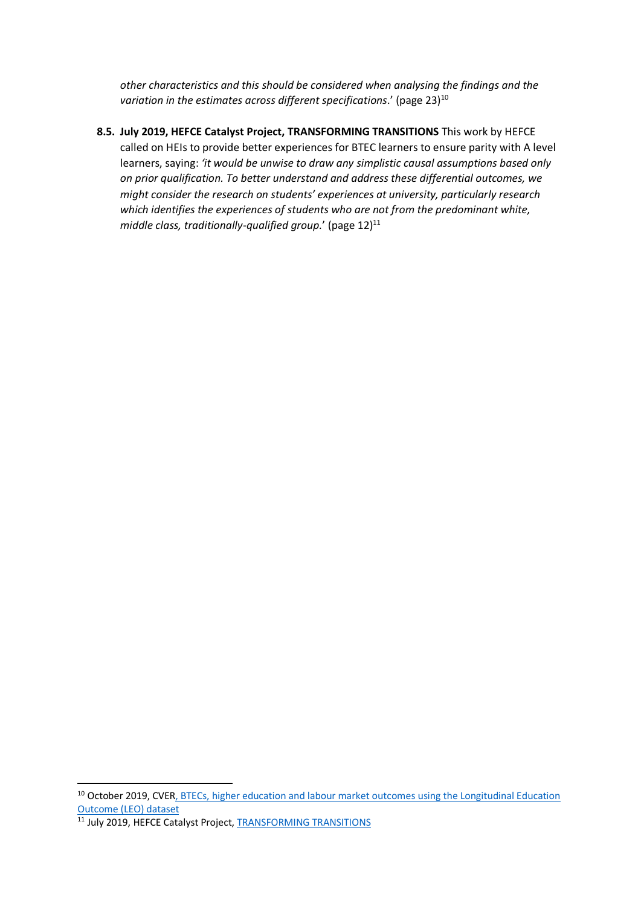*other characteristics and this should be considered when analysing the findings and the variation in the estimates across different specifications*.' (page 23)[10]

**8.5. July 2019, HEFCE Catalyst Project, TRANSFORMING TRANSITIONS** This work by HEFCE called on HEIs to provide better experiences for BTEC learners to ensure parity with A level learners, saying: *'it would be unwise to draw any simplistic causal assumptions based only on prior qualification. To better understand and address these differential outcomes, we might consider the research on students' experiences at university, particularly research which identifies the experiences of students who are not from the predominant white, middle class, traditionally-qualified group.*' (page 12)[11]

---

[10] October 2019, CVER, BTECs, higher education and labour market outcomes using the Longitudinal Education Outcome (LEO) dataset

[11] July 2019, HEFCE Catalyst Project, TRANSFORMING TRANSITIONS